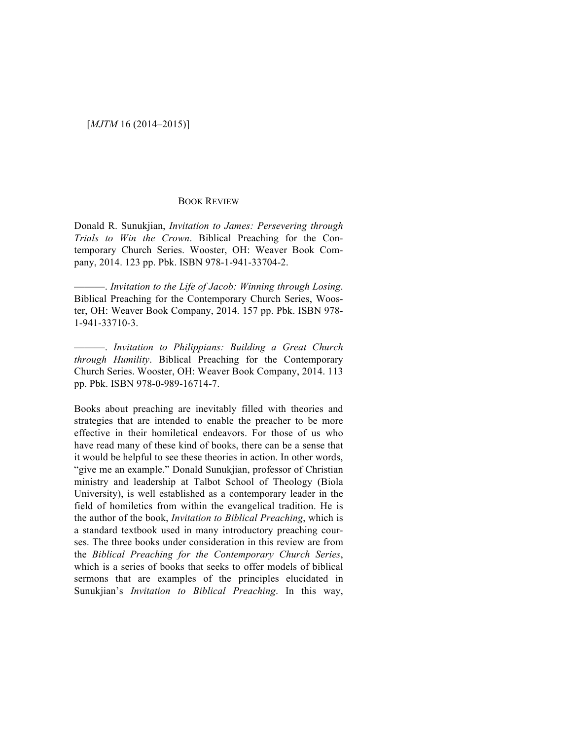## BOOK REVIEW

Donald R. Sunukjian, *Invitation to James: Persevering through Trials to Win the Crown*. Biblical Preaching for the Contemporary Church Series. Wooster, OH: Weaver Book Company, 2014. 123 pp. Pbk. ISBN 978-1-941-33704-2.

———. *Invitation to the Life of Jacob: Winning through Losing*. Biblical Preaching for the Contemporary Church Series, Wooster, OH: Weaver Book Company, 2014. 157 pp. Pbk. ISBN 978-1-941-33710-3.

———. *Invitation to Philippians: Building a Great Church through Humility*. Biblical Preaching for the Contemporary Church Series. Wooster, OH: Weaver Book Company, 2014. 113 pp. Pbk. ISBN 978-0-989-16714-7.

Books about preaching are inevitably filled with theories and strategies that are intended to enable the preacher to be more effective in their homiletical endeavors. For those of us who have read many of these kind of books, there can be a sense that it would be helpful to see these theories in action. In other words, "give me an example." Donald Sunukjian, professor of Christian ministry and leadership at Talbot School of Theology (Biola University), is well established as a contemporary leader in the field of homiletics from within the evangelical tradition. He is the author of the book, *Invitation to Biblical Preaching*, which is a standard textbook used in many introductory preaching courses. The three books under consideration in this review are from the *Biblical Preaching for the Contemporary Church Series*, which is a series of books that seeks to offer models of biblical sermons that are examples of the principles elucidated in Sunukjian's *Invitation to Biblical Preaching*. In this way,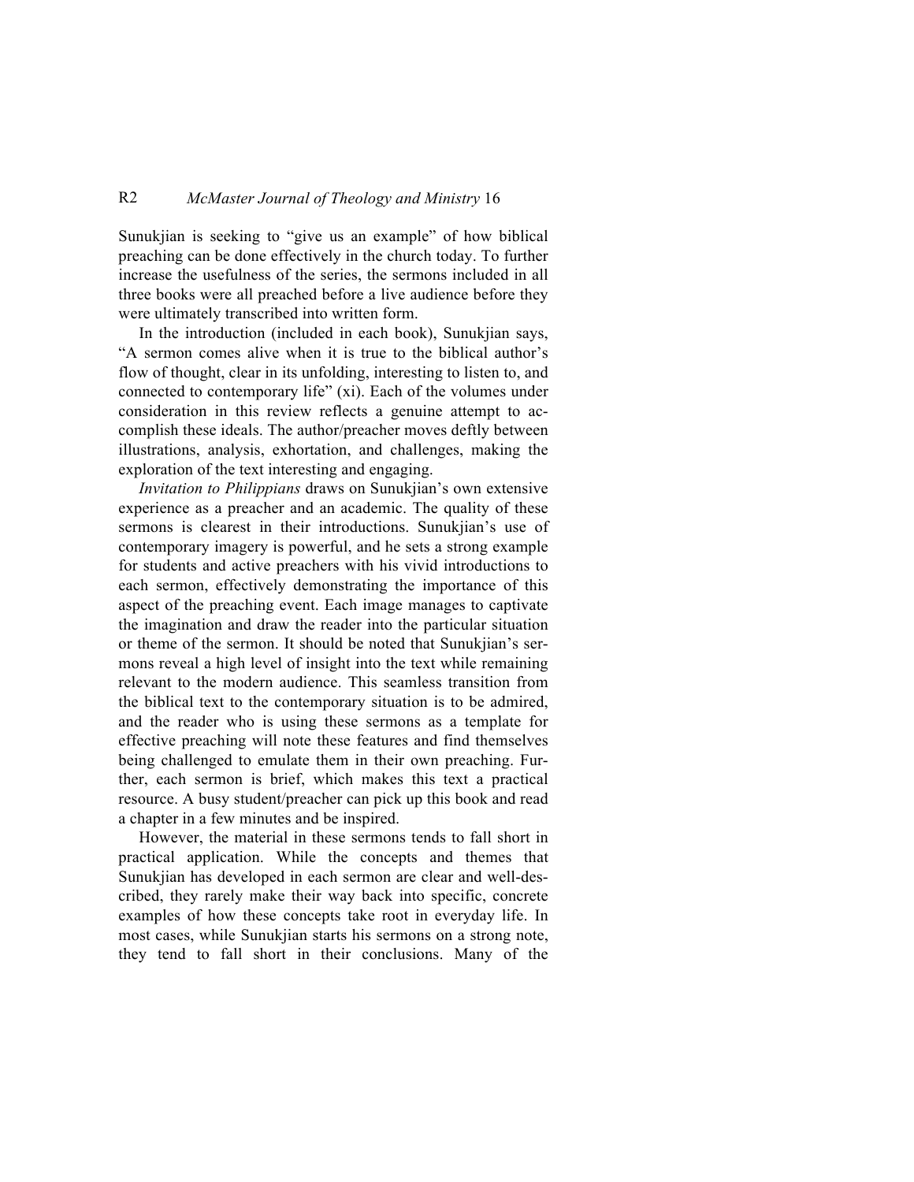Sunukjian is seeking to "give us an example" of how biblical preaching can be done effectively in the church today. To further increase the usefulness of the series, the sermons included in all three books were all preached before a live audience before they were ultimately transcribed into written form.

In the introduction (included in each book), Sunukjian says, "A sermon comes alive when it is true to the biblical author's flow of thought, clear in its unfolding, interesting to listen to, and connected to contemporary life" (xi). Each of the volumes under consideration in this review reflects a genuine attempt to accomplish these ideals. The author/preacher moves deftly between illustrations, analysis, exhortation, and challenges, making the exploration of the text interesting and engaging.

*Invitation to Philippians* draws on Sunukjian's own extensive experience as a preacher and an academic. The quality of these sermons is clearest in their introductions. Sunukjian's use of contemporary imagery is powerful, and he sets a strong example for students and active preachers with his vivid introductions to each sermon, effectively demonstrating the importance of this aspect of the preaching event. Each image manages to captivate the imagination and draw the reader into the particular situation or theme of the sermon. It should be noted that Sunukjian's sermons reveal a high level of insight into the text while remaining relevant to the modern audience. This seamless transition from the biblical text to the contemporary situation is to be admired, and the reader who is using these sermons as a template for effective preaching will note these features and find themselves being challenged to emulate them in their own preaching. Further, each sermon is brief, which makes this text a practical resource. A busy student/preacher can pick up this book and read a chapter in a few minutes and be inspired.

However, the material in these sermons tends to fall short in practical application. While the concepts and themes that Sunukjian has developed in each sermon are clear and well-described, they rarely make their way back into specific, concrete examples of how these concepts take root in everyday life. In most cases, while Sunukjian starts his sermons on a strong note, they tend to fall short in their conclusions. Many of the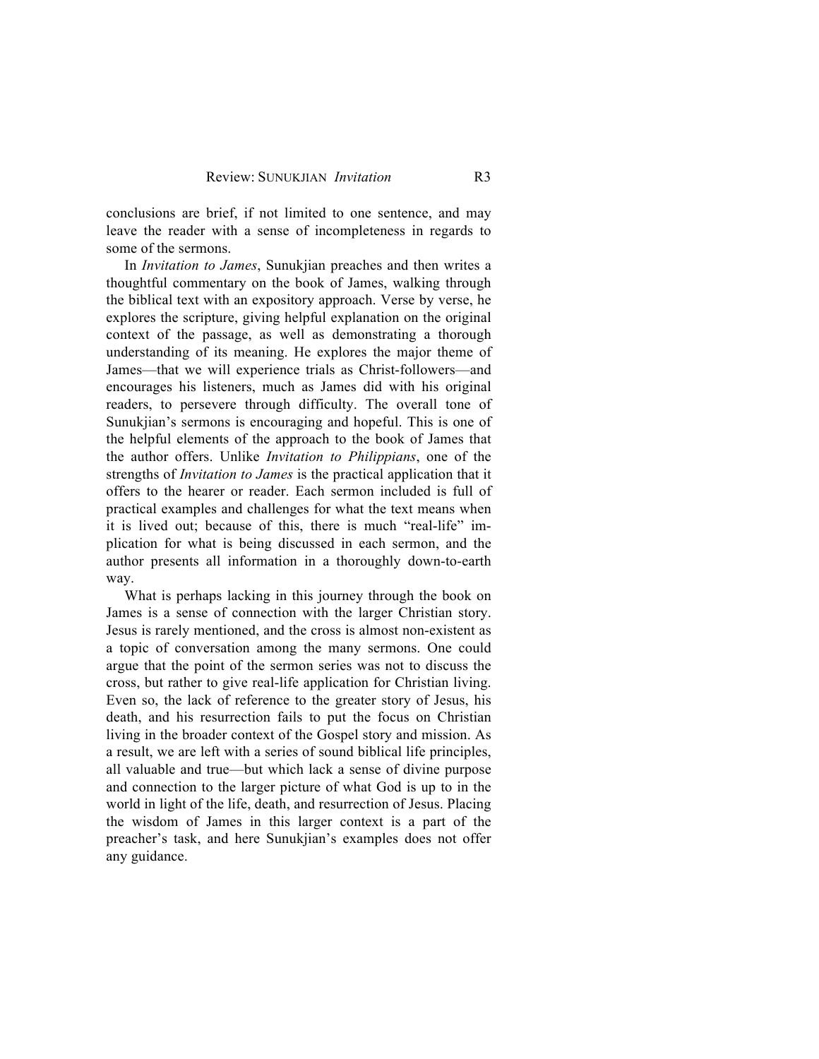conclusions are brief, if not limited to one sentence, and may leave the reader with a sense of incompleteness in regards to some of the sermons.

In *Invitation to James*, Sunukjian preaches and then writes a thoughtful commentary on the book of James, walking through the biblical text with an expository approach. Verse by verse, he explores the scripture, giving helpful explanation on the original context of the passage, as well as demonstrating a thorough understanding of its meaning. He explores the major theme of James—that we will experience trials as Christ-followers—and encourages his listeners, much as James did with his original readers, to persevere through difficulty. The overall tone of Sunukjian's sermons is encouraging and hopeful. This is one of the helpful elements of the approach to the book of James that the author offers. Unlike *Invitation to Philippians*, one of the strengths of *Invitation to James* is the practical application that it offers to the hearer or reader. Each sermon included is full of practical examples and challenges for what the text means when it is lived out; because of this, there is much "real-life" implication for what is being discussed in each sermon, and the author presents all information in a thoroughly down-to-earth way.

What is perhaps lacking in this journey through the book on James is a sense of connection with the larger Christian story. Jesus is rarely mentioned, and the cross is almost non-existent as a topic of conversation among the many sermons. One could argue that the point of the sermon series was not to discuss the cross, but rather to give real-life application for Christian living. Even so, the lack of reference to the greater story of Jesus, his death, and his resurrection fails to put the focus on Christian living in the broader context of the Gospel story and mission. As a result, we are left with a series of sound biblical life principles, all valuable and true—but which lack a sense of divine purpose and connection to the larger picture of what God is up to in the world in light of the life, death, and resurrection of Jesus. Placing the wisdom of James in this larger context is a part of the preacher's task, and here Sunukjian's examples does not offer any guidance.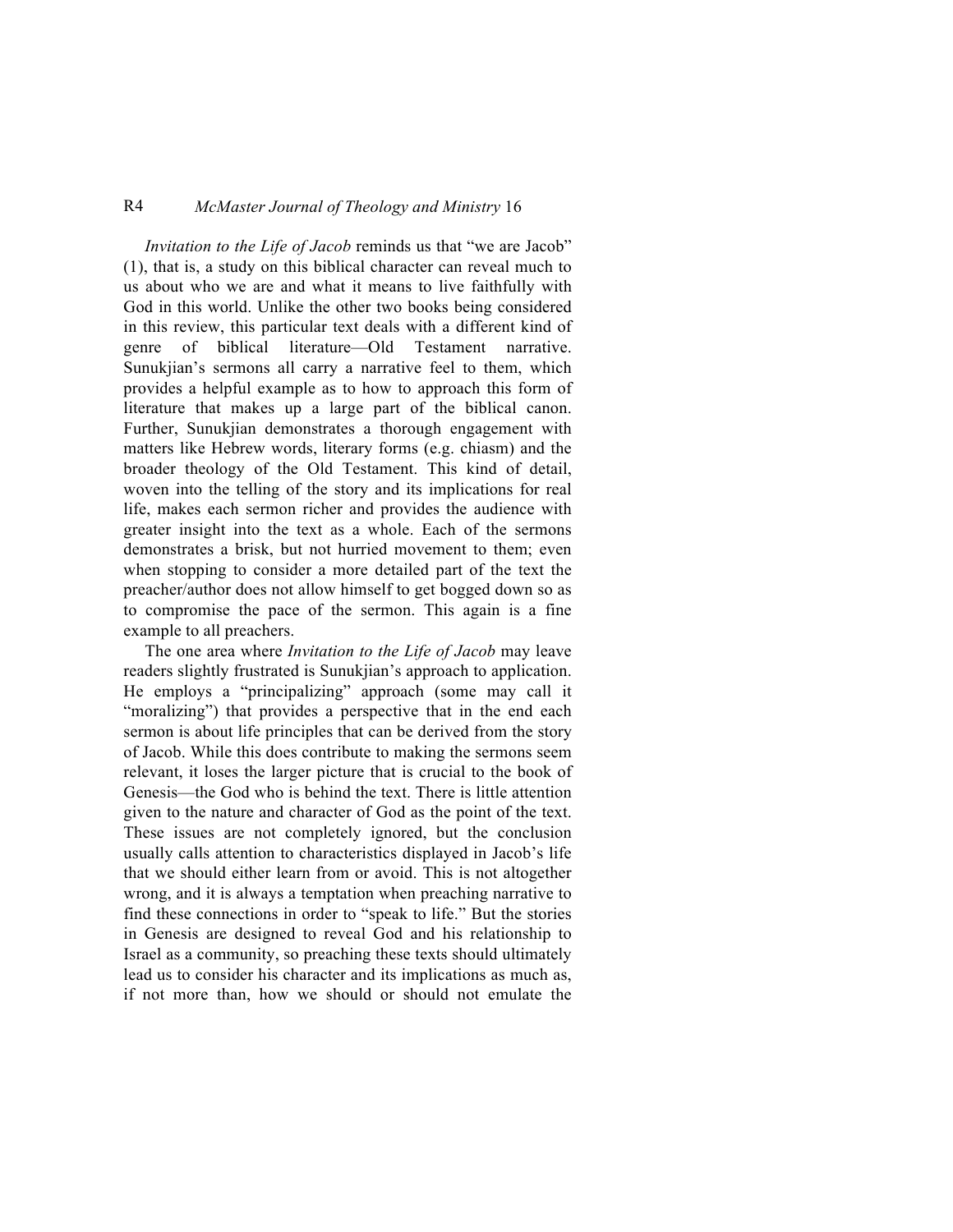*Invitation to the Life of Jacob* reminds us that "we are Jacob" (1), that is, a study on this biblical character can reveal much to us about who we are and what it means to live faithfully with God in this world. Unlike the other two books being considered in this review, this particular text deals with a different kind of genre of biblical literature—Old Testament narrative. Sunukjian's sermons all carry a narrative feel to them, which provides a helpful example as to how to approach this form of literature that makes up a large part of the biblical canon. Further, Sunukjian demonstrates a thorough engagement with matters like Hebrew words, literary forms (e.g. chiasm) and the broader theology of the Old Testament. This kind of detail, woven into the telling of the story and its implications for real life, makes each sermon richer and provides the audience with greater insight into the text as a whole. Each of the sermons demonstrates a brisk, but not hurried movement to them; even when stopping to consider a more detailed part of the text the preacher/author does not allow himself to get bogged down so as to compromise the pace of the sermon. This again is a fine example to all preachers.

The one area where *Invitation to the Life of Jacob* may leave readers slightly frustrated is Sunukjian's approach to application. He employs a "principalizing" approach (some may call it "moralizing") that provides a perspective that in the end each sermon is about life principles that can be derived from the story of Jacob. While this does contribute to making the sermons seem relevant, it loses the larger picture that is crucial to the book of Genesis—the God who is behind the text. There is little attention given to the nature and character of God as the point of the text. These issues are not completely ignored, but the conclusion usually calls attention to characteristics displayed in Jacob's life that we should either learn from or avoid. This is not altogether wrong, and it is always a temptation when preaching narrative to find these connections in order to "speak to life." But the stories in Genesis are designed to reveal God and his relationship to Israel as a community, so preaching these texts should ultimately lead us to consider his character and its implications as much as, if not more than, how we should or should not emulate the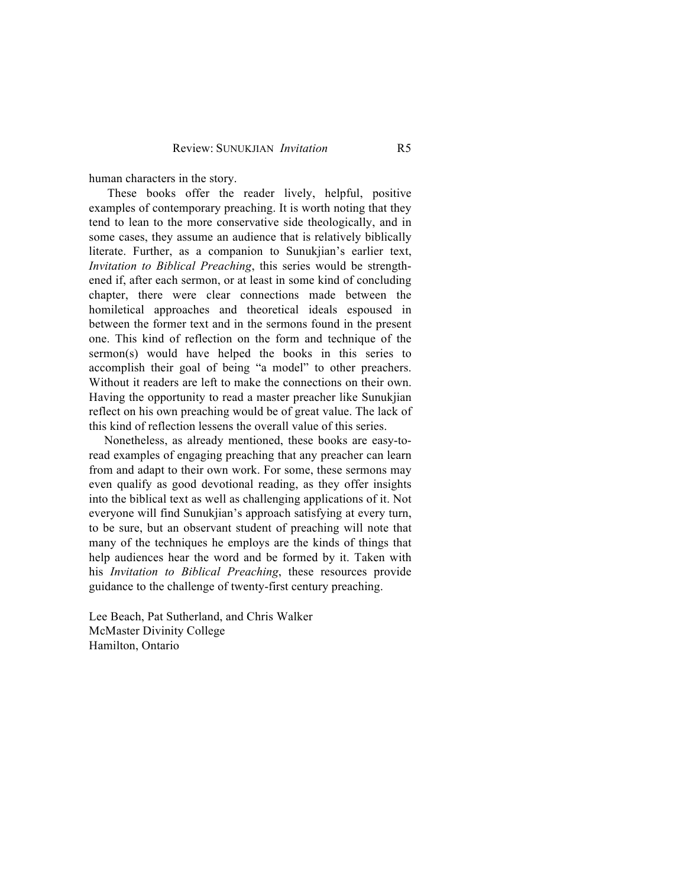human characters in the story.

These books offer the reader lively, helpful, positive examples of contemporary preaching. It is worth noting that they tend to lean to the more conservative side theologically, and in some cases, they assume an audience that is relatively biblically literate. Further, as a companion to Sunukjian's earlier text, *Invitation to Biblical Preaching*, this series would be strengthened if, after each sermon, or at least in some kind of concluding chapter, there were clear connections made between the homiletical approaches and theoretical ideals espoused in between the former text and in the sermons found in the present one. This kind of reflection on the form and technique of the sermon(s) would have helped the books in this series to accomplish their goal of being "a model" to other preachers. Without it readers are left to make the connections on their own. Having the opportunity to read a master preacher like Sunukjian reflect on his own preaching would be of great value. The lack of this kind of reflection lessens the overall value of this series.

Nonetheless, as already mentioned, these books are easy-to-read examples of engaging preaching that any preacher can learn from and adapt to their own work. For some, these sermons may even qualify as good devotional reading, as they offer insights into the biblical text as well as challenging applications of it. Not everyone will find Sunukjian's approach satisfying at every turn, to be sure, but an observant student of preaching will note that many of the techniques he employs are the kinds of things that help audiences hear the word and be formed by it. Taken with his *Invitation to Biblical Preaching*, these resources provide guidance to the challenge of twenty-first century preaching.

Lee Beach, Pat Sutherland, and Chris Walker
McMaster Divinity College
Hamilton, Ontario